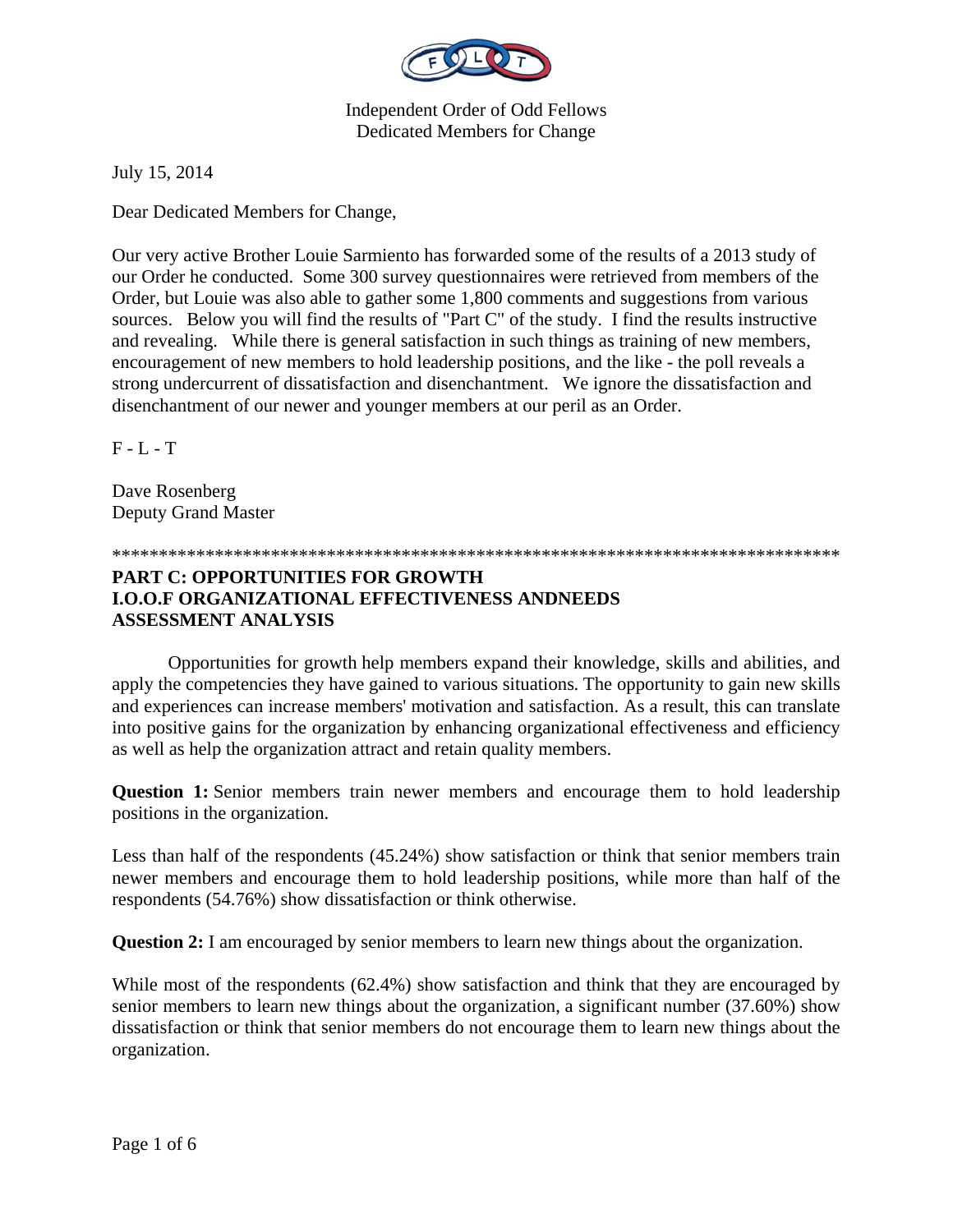Independent Order of Odd Fellows
Dedicated Members for Change

July 15, 2014

Dear Dedicated Members for Change,

Our very active Brother Louie Sarmiento has forwarded some of the results of a 2013 study of our Order he conducted. Some 300 survey questionnaires were retrieved from members of the Order, but Louie was also able to gather some 1,800 comments and suggestions from various sources. Below you will find the results of "Part C" of the study. I find the results instructive and revealing. While there is general satisfaction in such things as training of new members, encouragement of new members to hold leadership positions, and the like - the poll reveals a strong undercurrent of dissatisfaction and disenchantment. We ignore the dissatisfaction and disenchantment of our newer and younger members at our peril as an Order.

F - L - T

Dave Rosenberg
Deputy Grand Master

********************************************************************************

**PART C: OPPORTUNITIES FOR GROWTH**
**I.O.O.F ORGANIZATIONAL EFFECTIVENESS ANDNEEDS ASSESSMENT ANALYSIS**

Opportunities for growth help members expand their knowledge, skills and abilities, and apply the competencies they have gained to various situations. The opportunity to gain new skills and experiences can increase members' motivation and satisfaction. As a result, this can translate into positive gains for the organization by enhancing organizational effectiveness and efficiency as well as help the organization attract and retain quality members.

**Question 1:** Senior members train newer members and encourage them to hold leadership positions in the organization.

Less than half of the respondents (45.24%) show satisfaction or think that senior members train newer members and encourage them to hold leadership positions, while more than half of the respondents (54.76%) show dissatisfaction or think otherwise.

**Question 2:** I am encouraged by senior members to learn new things about the organization.

While most of the respondents (62.4%) show satisfaction and think that they are encouraged by senior members to learn new things about the organization, a significant number (37.60%) show dissatisfaction or think that senior members do not encourage them to learn new things about the organization.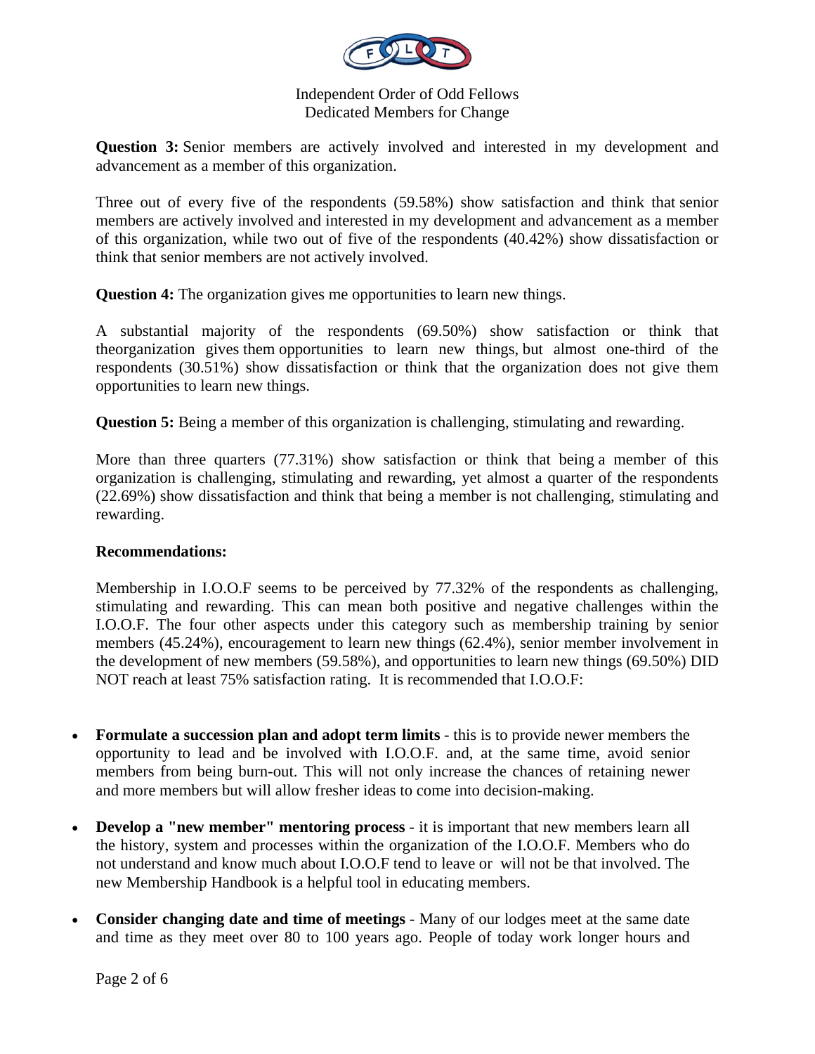Independent Order of Odd Fellows
Dedicated Members for Change

**Question 3:** Senior members are actively involved and interested in my development and advancement as a member of this organization.

Three out of every five of the respondents (59.58%) show satisfaction and think that senior members are actively involved and interested in my development and advancement as a member of this organization, while two out of five of the respondents (40.42%) show dissatisfaction or think that senior members are not actively involved.

**Question 4:** The organization gives me opportunities to learn new things.

A substantial majority of the respondents (69.50%) show satisfaction or think that theorganization gives them opportunities to learn new things, but almost one-third of the respondents (30.51%) show dissatisfaction or think that the organization does not give them opportunities to learn new things.

**Question 5:** Being a member of this organization is challenging, stimulating and rewarding.

More than three quarters (77.31%) show satisfaction or think that being a member of this organization is challenging, stimulating and rewarding, yet almost a quarter of the respondents (22.69%) show dissatisfaction and think that being a member is not challenging, stimulating and rewarding.

**Recommendations:**

Membership in I.O.O.F seems to be perceived by 77.32% of the respondents as challenging, stimulating and rewarding. This can mean both positive and negative challenges within the I.O.O.F. The four other aspects under this category such as membership training by senior members (45.24%), encouragement to learn new things (62.4%), senior member involvement in the development of new members (59.58%), and opportunities to learn new things (69.50%) DID NOT reach at least 75% satisfaction rating. It is recommended that I.O.O.F:

- **Formulate a succession plan and adopt term limits** - this is to provide newer members the opportunity to lead and be involved with I.O.O.F. and, at the same time, avoid senior members from being burn-out. This will not only increase the chances of retaining newer and more members but will allow fresher ideas to come into decision-making.
- **Develop a "new member" mentoring process** - it is important that new members learn all the history, system and processes within the organization of the I.O.O.F. Members who do not understand and know much about I.O.O.F tend to leave or will not be that involved. The new Membership Handbook is a helpful tool in educating members.
- **Consider changing date and time of meetings** - Many of our lodges meet at the same date and time as they meet over 80 to 100 years ago. People of today work longer hours and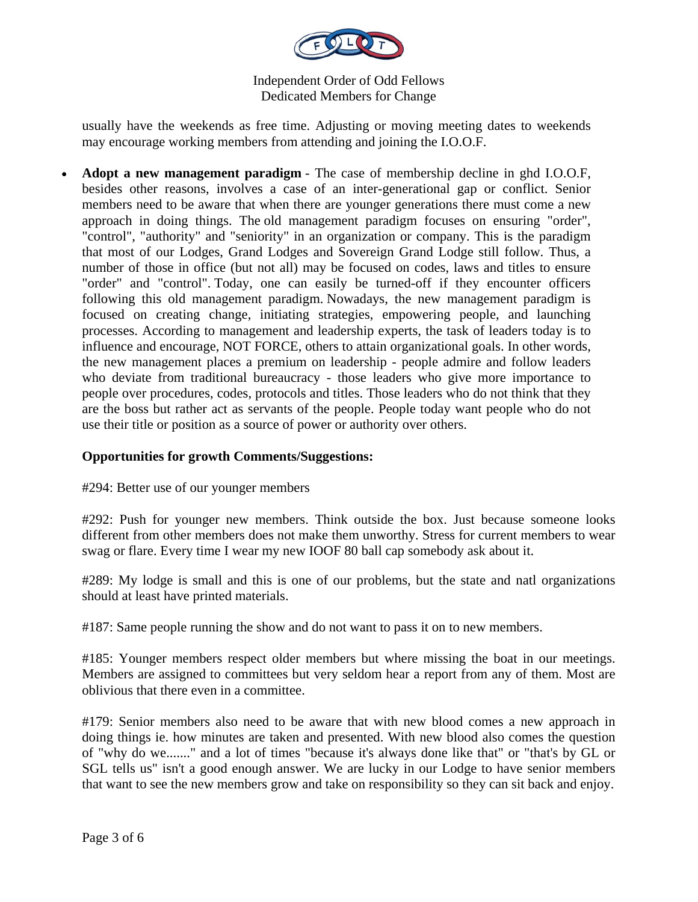usually have the weekends as free time. Adjusting or moving meeting dates to weekends may encourage working members from attending and joining the I.O.O.F.

- **Adopt a new management paradigm** - The case of membership decline in ghd I.O.O.F, besides other reasons, involves a case of an inter-generational gap or conflict. Senior members need to be aware that when there are younger generations there must come a new approach in doing things. The old management paradigm focuses on ensuring "order", "control", "authority" and "seniority" in an organization or company. This is the paradigm that most of our Lodges, Grand Lodges and Sovereign Grand Lodge still follow. Thus, a number of those in office (but not all) may be focused on codes, laws and titles to ensure "order" and "control". Today, one can easily be turned-off if they encounter officers following this old management paradigm. Nowadays, the new management paradigm is focused on creating change, initiating strategies, empowering people, and launching processes. According to management and leadership experts, the task of leaders today is to influence and encourage, NOT FORCE, others to attain organizational goals. In other words, the new management places a premium on leadership - people admire and follow leaders who deviate from traditional bureaucracy - those leaders who give more importance to people over procedures, codes, protocols and titles. Those leaders who do not think that they are the boss but rather act as servants of the people. People today want people who do not use their title or position as a source of power or authority over others.

**Opportunities for growth Comments/Suggestions:**

#294: Better use of our younger members

#292: Push for younger new members. Think outside the box. Just because someone looks different from other members does not make them unworthy. Stress for current members to wear swag or flare. Every time I wear my new IOOF 80 ball cap somebody ask about it.

#289: My lodge is small and this is one of our problems, but the state and natl organizations should at least have printed materials.

#187: Same people running the show and do not want to pass it on to new members.

#185: Younger members respect older members but where missing the boat in our meetings. Members are assigned to committees but very seldom hear a report from any of them. Most are oblivious that there even in a committee.

#179: Senior members also need to be aware that with new blood comes a new approach in doing things ie. how minutes are taken and presented. With new blood also comes the question of "why do we......." and a lot of times "because it's always done like that" or "that's by GL or SGL tells us" isn't a good enough answer. We are lucky in our Lodge to have senior members that want to see the new members grow and take on responsibility so they can sit back and enjoy.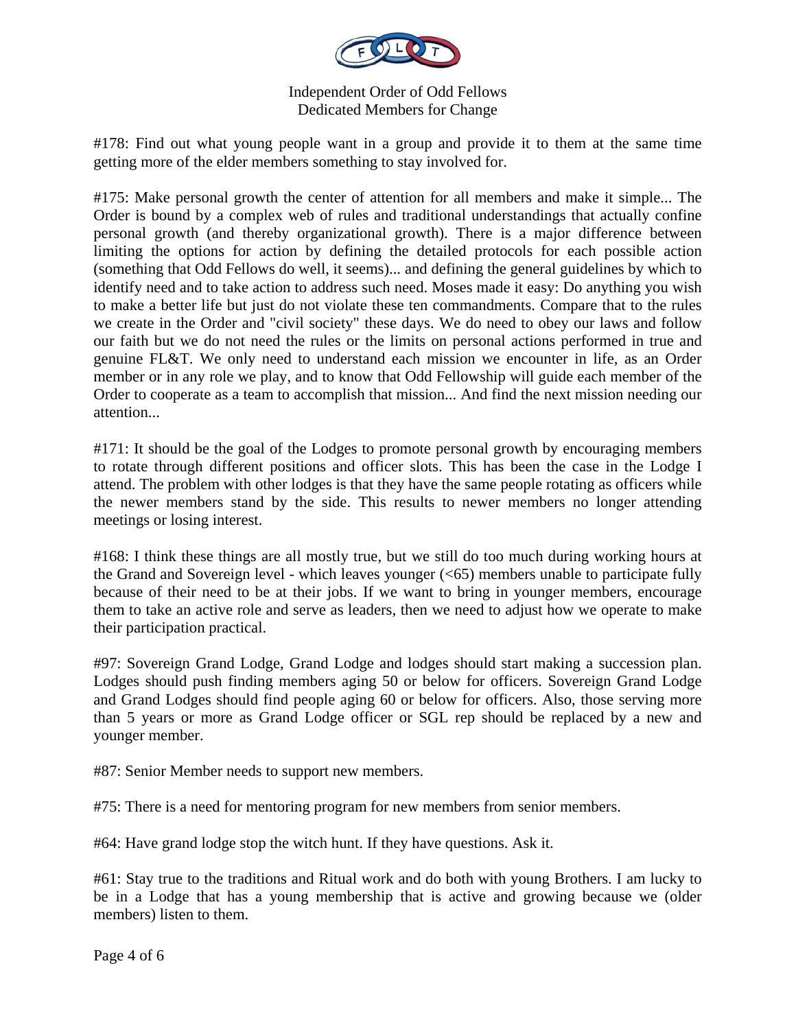Independent Order of Odd Fellows
Dedicated Members for Change

#178: Find out what young people want in a group and provide it to them at the same time getting more of the elder members something to stay involved for.

#175: Make personal growth the center of attention for all members and make it simple... The Order is bound by a complex web of rules and traditional understandings that actually confine personal growth (and thereby organizational growth). There is a major difference between limiting the options for action by defining the detailed protocols for each possible action (something that Odd Fellows do well, it seems)... and defining the general guidelines by which to identify need and to take action to address such need. Moses made it easy: Do anything you wish to make a better life but just do not violate these ten commandments. Compare that to the rules we create in the Order and "civil society" these days. We do need to obey our laws and follow our faith but we do not need the rules or the limits on personal actions performed in true and genuine FL&T. We only need to understand each mission we encounter in life, as an Order member or in any role we play, and to know that Odd Fellowship will guide each member of the Order to cooperate as a team to accomplish that mission... And find the next mission needing our attention...

#171: It should be the goal of the Lodges to promote personal growth by encouraging members to rotate through different positions and officer slots. This has been the case in the Lodge I attend. The problem with other lodges is that they have the same people rotating as officers while the newer members stand by the side. This results to newer members no longer attending meetings or losing interest.

#168: I think these things are all mostly true, but we still do too much during working hours at the Grand and Sovereign level - which leaves younger (<65) members unable to participate fully because of their need to be at their jobs. If we want to bring in younger members, encourage them to take an active role and serve as leaders, then we need to adjust how we operate to make their participation practical.

#97: Sovereign Grand Lodge, Grand Lodge and lodges should start making a succession plan. Lodges should push finding members aging 50 or below for officers. Sovereign Grand Lodge and Grand Lodges should find people aging 60 or below for officers. Also, those serving more than 5 years or more as Grand Lodge officer or SGL rep should be replaced by a new and younger member.

#87: Senior Member needs to support new members.

#75: There is a need for mentoring program for new members from senior members.

#64: Have grand lodge stop the witch hunt. If they have questions. Ask it.

#61: Stay true to the traditions and Ritual work and do both with young Brothers. I am lucky to be in a Lodge that has a young membership that is active and growing because we (older members) listen to them.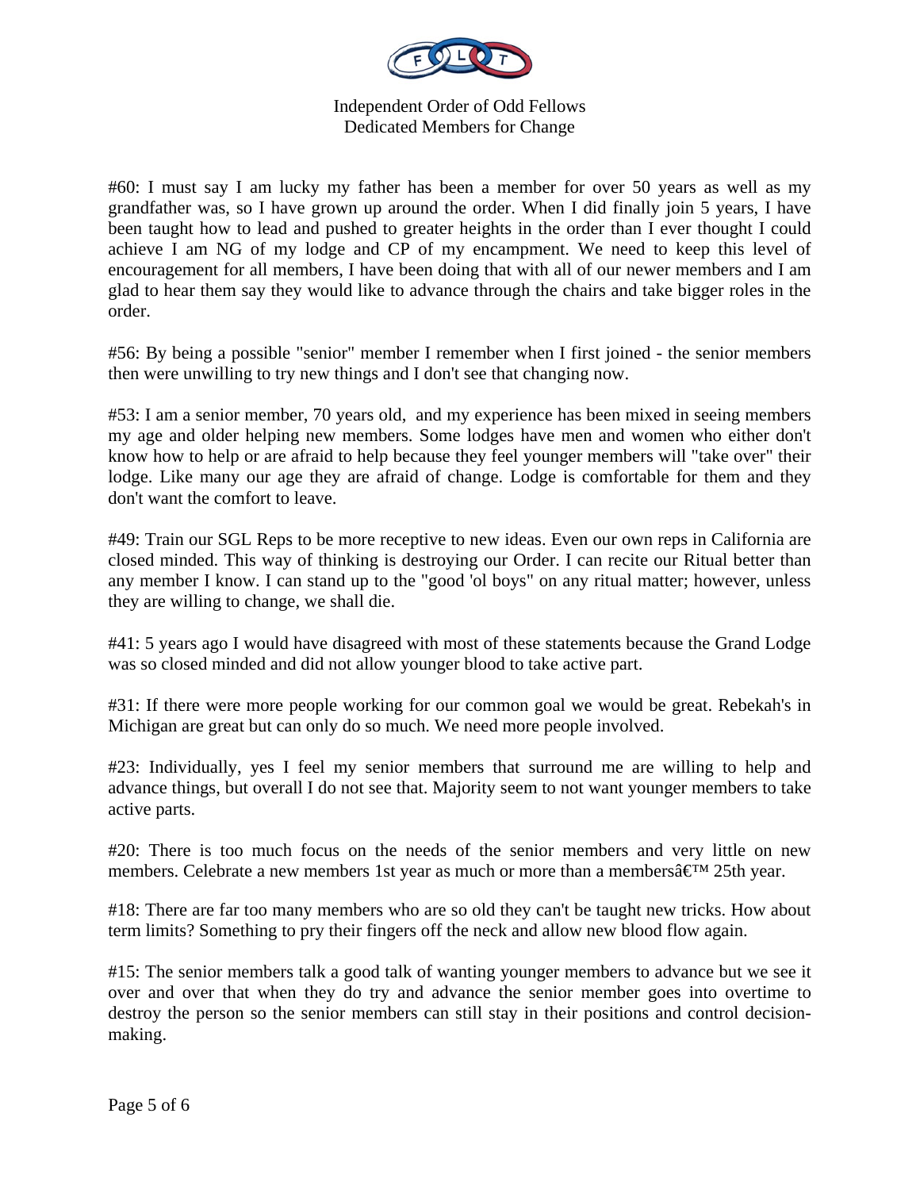#60: I must say I am lucky my father has been a member for over 50 years as well as my grandfather was, so I have grown up around the order. When I did finally join 5 years, I have been taught how to lead and pushed to greater heights in the order than I ever thought I could achieve I am NG of my lodge and CP of my encampment. We need to keep this level of encouragement for all members, I have been doing that with all of our newer members and I am glad to hear them say they would like to advance through the chairs and take bigger roles in the order.

#56: By being a possible "senior" member I remember when I first joined - the senior members then were unwilling to try new things and I don't see that changing now.

#53: I am a senior member, 70 years old, and my experience has been mixed in seeing members my age and older helping new members. Some lodges have men and women who either don't know how to help or are afraid to help because they feel younger members will "take over" their lodge. Like many our age they are afraid of change. Lodge is comfortable for them and they don't want the comfort to leave.

#49: Train our SGL Reps to be more receptive to new ideas. Even our own reps in California are closed minded. This way of thinking is destroying our Order. I can recite our Ritual better than any member I know. I can stand up to the "good 'ol boys" on any ritual matter; however, unless they are willing to change, we shall die.

#41: 5 years ago I would have disagreed with most of these statements because the Grand Lodge was so closed minded and did not allow younger blood to take active part.

#31: If there were more people working for our common goal we would be great. Rebekah's in Michigan are great but can only do so much. We need more people involved.

#23: Individually, yes I feel my senior members that surround me are willing to help and advance things, but overall I do not see that. Majority seem to not want younger members to take active parts.

#20: There is too much focus on the needs of the senior members and very little on new members. Celebrate a new members 1st year as much or more than a membersâ€™ 25th year.

#18: There are far too many members who are so old they can't be taught new tricks. How about term limits? Something to pry their fingers off the neck and allow new blood flow again.

#15: The senior members talk a good talk of wanting younger members to advance but we see it over and over that when they do try and advance the senior member goes into overtime to destroy the person so the senior members can still stay in their positions and control decision-making.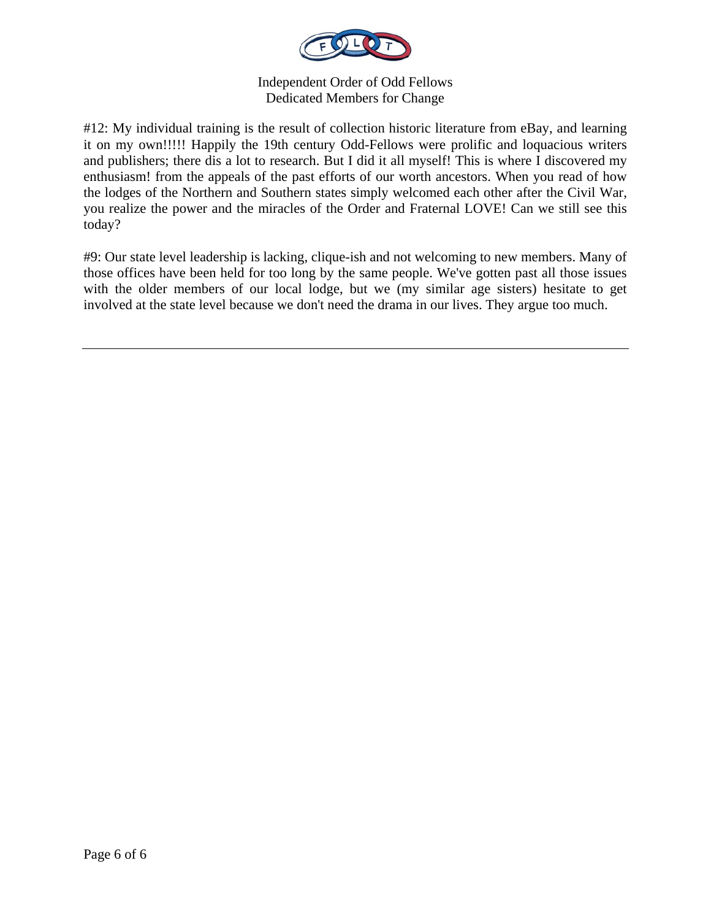#12: My individual training is the result of collection historic literature from eBay, and learning it on my own!!!!! Happily the 19th century Odd-Fellows were prolific and loquacious writers and publishers; there dis a lot to research. But I did it all myself! This is where I discovered my enthusiasm! from the appeals of the past efforts of our worth ancestors. When you read of how the lodges of the Northern and Southern states simply welcomed each other after the Civil War, you realize the power and the miracles of the Order and Fraternal LOVE! Can we still see this today?

#9: Our state level leadership is lacking, clique-ish and not welcoming to new members. Many of those offices have been held for too long by the same people. We've gotten past all those issues with the older members of our local lodge, but we (my similar age sisters) hesitate to get involved at the state level because we don't need the drama in our lives. They argue too much.

---